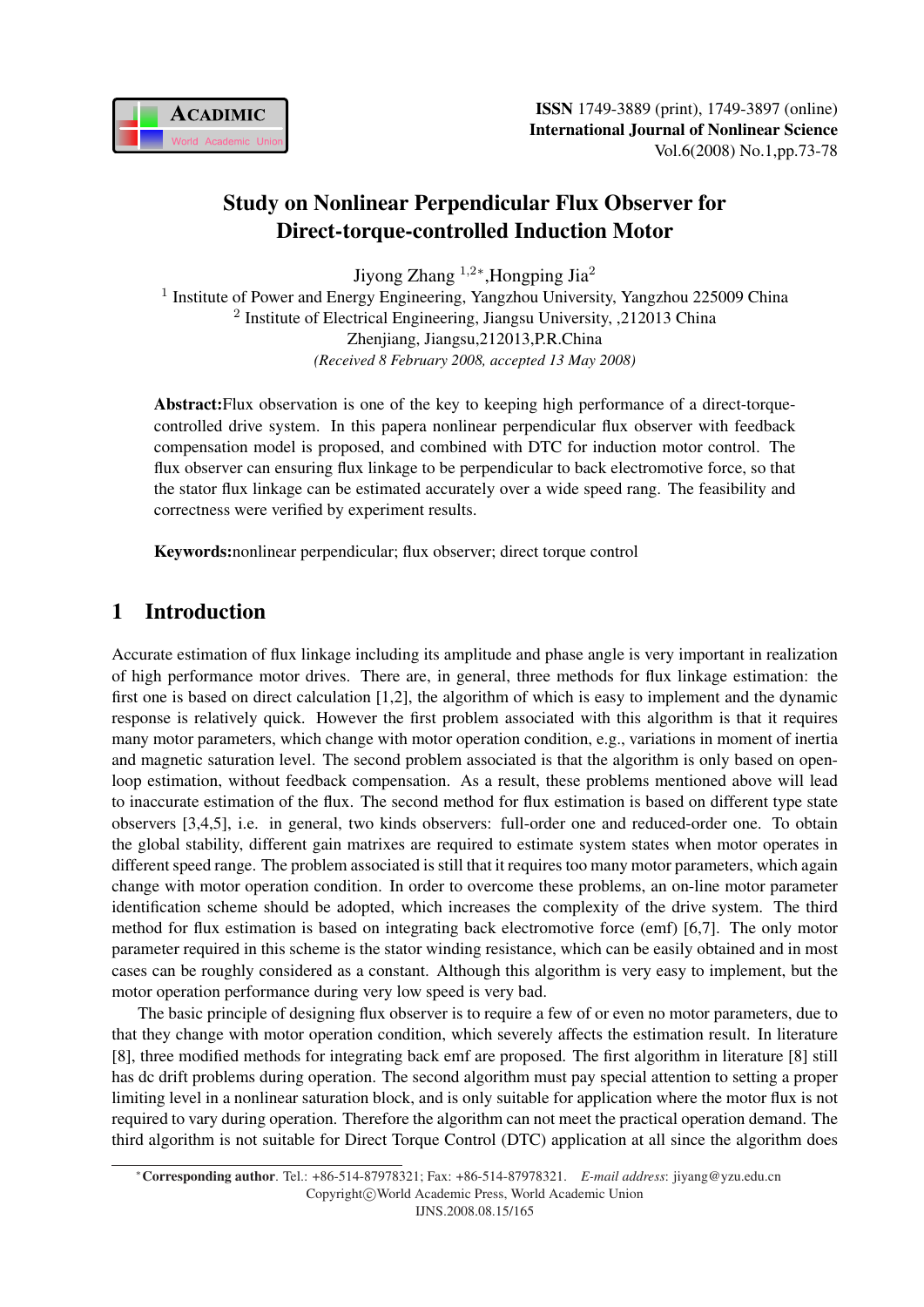# Study on Nonlinear Perpendicular Flux Observer for Direct-torque-controlled Induction Motor

Jiyong Zhang [1,2*],Hongping Jia[2]

[1] Institute of Power and Energy Engineering, Yangzhou University, Yangzhou 225009 China

[2] Institute of Electrical Engineering, Jiangsu University, ,212013 China

Zhenjiang, Jiangsu,212013,P.R.China

*(Received 8 February 2008, accepted 13 May 2008)*

**Abstract:** Flux observation is one of the key to keeping high performance of a direct-torque-controlled drive system. In this papera nonlinear perpendicular flux observer with feedback compensation model is proposed, and combined with DTC for induction motor control. The flux observer can ensuring flux linkage to be perpendicular to back electromotive force, so that the stator flux linkage can be estimated accurately over a wide speed rang. The feasibility and correctness were verified by experiment results.

**Keywords:** nonlinear perpendicular; flux observer; direct torque control

## 1 Introduction

Accurate estimation of flux linkage including its amplitude and phase angle is very important in realization of high performance motor drives. There are, in general, three methods for flux linkage estimation: the first one is based on direct calculation [1,2], the algorithm of which is easy to implement and the dynamic response is relatively quick. However the first problem associated with this algorithm is that it requires many motor parameters, which change with motor operation condition, e.g., variations in moment of inertia and magnetic saturation level. The second problem associated is that the algorithm is only based on open-loop estimation, without feedback compensation. As a result, these problems mentioned above will lead to inaccurate estimation of the flux. The second method for flux estimation is based on different type state observers [3,4,5], i.e. in general, two kinds observers: full-order one and reduced-order one. To obtain the global stability, different gain matrixes are required to estimate system states when motor operates in different speed range. The problem associated is still that it requires too many motor parameters, which again change with motor operation condition. In order to overcome these problems, an on-line motor parameter identification scheme should be adopted, which increases the complexity of the drive system. The third method for flux estimation is based on integrating back electromotive force (emf) [6,7]. The only motor parameter required in this scheme is the stator winding resistance, which can be easily obtained and in most cases can be roughly considered as a constant. Although this algorithm is very easy to implement, but the motor operation performance during very low speed is very bad.

The basic principle of designing flux observer is to require a few of or even no motor parameters, due to that they change with motor operation condition, which severely affects the estimation result. In literature [8], three modified methods for integrating back emf are proposed. The first algorithm in literature [8] still has dc drift problems during operation. The second algorithm must pay special attention to setting a proper limiting level in a nonlinear saturation block, and is only suitable for application where the motor flux is not required to vary during operation. Therefore the algorithm can not meet the practical operation demand. The third algorithm is not suitable for Direct Torque Control (DTC) application at all since the algorithm does

*Corresponding author. Tel.: +86-514-87978321; Fax: +86-514-87978321. *E-mail address*: jiyang@yzu.edu.cn

Copyright©World Academic Press, World Academic Union

IJNS.2008.08.15/165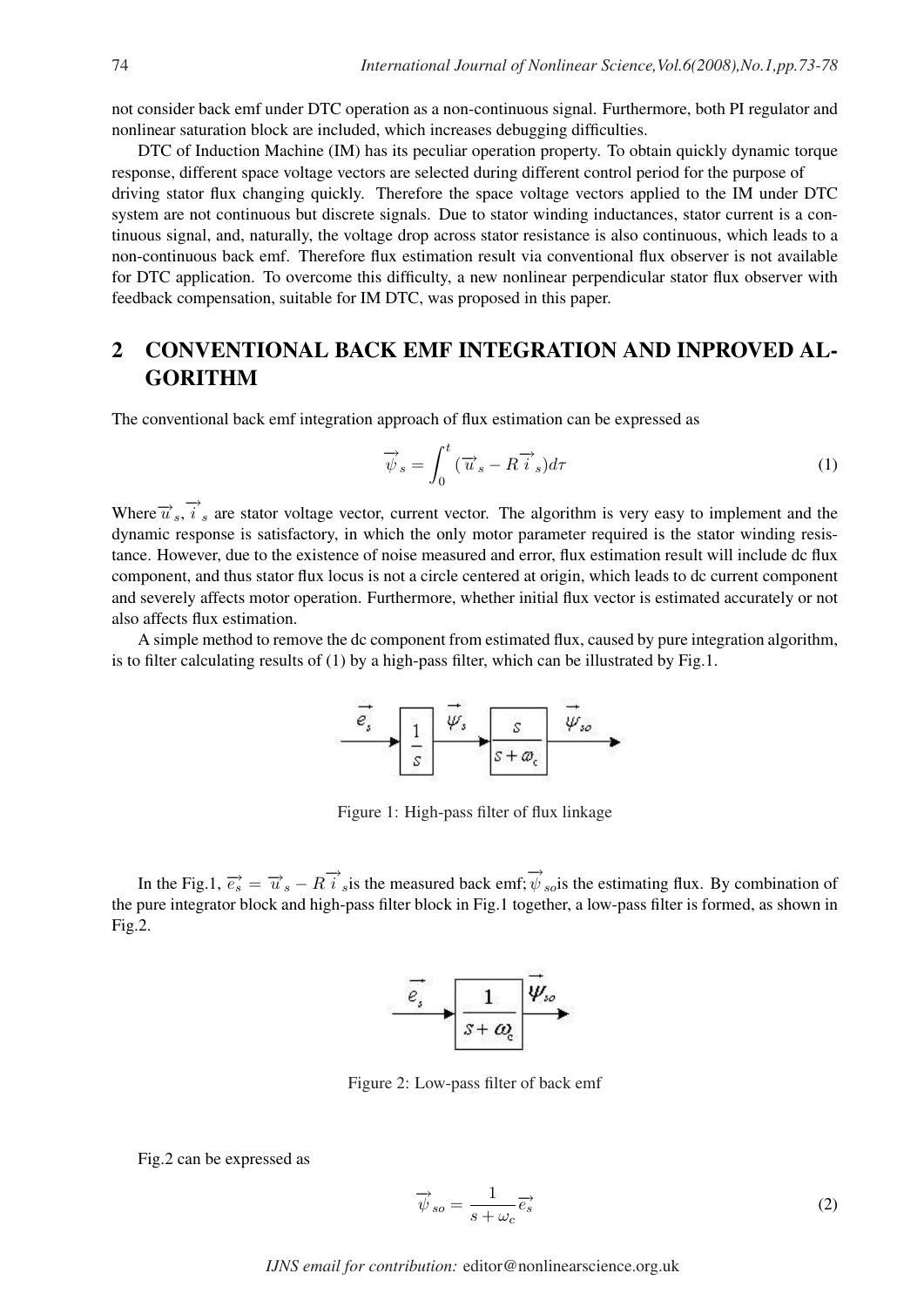not consider back emf under DTC operation as a non-continuous signal. Furthermore, both PI regulator and nonlinear saturation block are included, which increases debugging difficulties.

DTC of Induction Machine (IM) has its peculiar operation property. To obtain quickly dynamic torque response, different space voltage vectors are selected during different control period for the purpose of driving stator flux changing quickly. Therefore the space voltage vectors applied to the IM under DTC system are not continuous but discrete signals. Due to stator winding inductances, stator current is a continuous signal, and, naturally, the voltage drop across stator resistance is also continuous, which leads to a non-continuous back emf. Therefore flux estimation result via conventional flux observer is not available for DTC application. To overcome this difficulty, a new nonlinear perpendicular stator flux observer with feedback compensation, suitable for IM DTC, was proposed in this paper.

## 2 CONVENTIONAL BACK EMF INTEGRATION AND INPROVED ALGORITHM

The conventional back emf integration approach of flux estimation can be expressed as

$$\overrightarrow{\psi}_s = \int_0^t (\overrightarrow{u}_s - R\overrightarrow{i}_s)d\tau \tag{1}$$

Where $\overrightarrow{u}_s, \overrightarrow{i}_s$ are stator voltage vector, current vector. The algorithm is very easy to implement and the dynamic response is satisfactory, in which the only motor parameter required is the stator winding resistance. However, due to the existence of noise measured and error, flux estimation result will include dc flux component, and thus stator flux locus is not a circle centered at origin, which leads to dc current component and severely affects motor operation. Furthermore, whether initial flux vector is estimated accurately or not also affects flux estimation.

A simple method to remove the dc component from estimated flux, caused by pure integration algorithm, is to filter calculating results of (1) by a high-pass filter, which can be illustrated by Fig.1.

$$\overrightarrow{e}_s \rightarrow \boxed{\frac{1}{s}} \xrightarrow{\overrightarrow{\psi}_s} \boxed{\frac{s}{s+\omega_c}} \xrightarrow{\overrightarrow{\psi}_{so}}$$

Figure 1: High-pass filter of flux linkage

In the Fig.1, $\overrightarrow{e_s} = \overrightarrow{u}_s - R\overrightarrow{i}_s$ is the measured back emf; $\overrightarrow{\psi}_{so}$ is the estimating flux. By combination of the pure integrator block and high-pass filter block in Fig.1 together, a low-pass filter is formed, as shown in Fig.2.

$$\overrightarrow{e}_s \rightarrow \boxed{\frac{1}{s+\omega_c}} \xrightarrow{\overrightarrow{\psi}_{so}}$$

Figure 2: Low-pass filter of back emf

Fig.2 can be expressed as

$$\overrightarrow{\psi}_{so} = \frac{1}{s+\omega_c}\overrightarrow{e_s} \tag{2}$$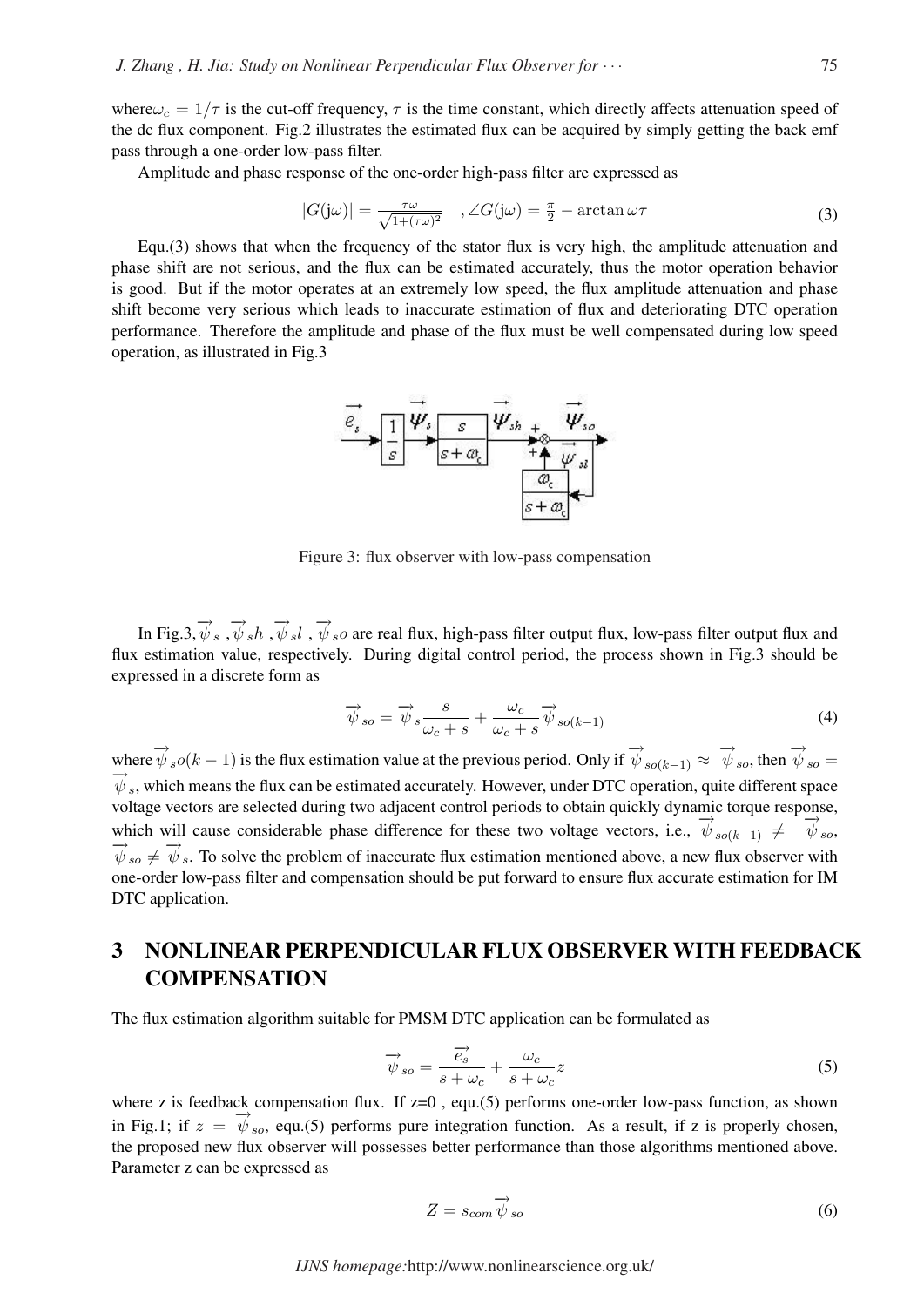where $\omega_c = 1/\tau$ is the cut-off frequency, $\tau$ is the time constant, which directly affects attenuation speed of the dc flux component. Fig.2 illustrates the estimated flux can be acquired by simply getting the back emf pass through a one-order low-pass filter.

Amplitude and phase response of the one-order high-pass filter are expressed as

$$|G(\mathrm{j}\omega)| = \frac{\tau\omega}{\sqrt{1+(\tau\omega)^2}} \quad , \angle G(\mathrm{j}\omega) = \frac{\pi}{2} - \arctan\omega\tau \tag{3}$$

Equ.(3) shows that when the frequency of the stator flux is very high, the amplitude attenuation and phase shift are not serious, and the flux can be estimated accurately, thus the motor operation behavior is good. But if the motor operates at an extremely low speed, the flux amplitude attenuation and phase shift become very serious which leads to inaccurate estimation of flux and deteriorating DTC operation performance. Therefore the amplitude and phase of the flux must be well compensated during low speed operation, as illustrated in Fig.3

Figure 3: flux observer with low-pass compensation

In Fig.3, $\overrightarrow{\psi}_s$ , $\overrightarrow{\psi}_sh$ , $\overrightarrow{\psi}_{s}l$ , $\overrightarrow{\psi}_so$ are real flux, high-pass filter output flux, low-pass filter output flux and flux estimation value, respectively. During digital control period, the process shown in Fig.3 should be expressed in a discrete form as

$$\overrightarrow{\psi}_{so} = \overrightarrow{\psi}_s \frac{s}{\omega_c + s} + \frac{\omega_c}{\omega_c + s}\overrightarrow{\psi}_{so(k-1)} \tag{4}$$

where $\overrightarrow{\psi}_s o(k-1)$ is the flux estimation value at the previous period. Only if $\overrightarrow{\psi}_{so(k-1)} \approx \overrightarrow{\psi}_{so}$, then $\overrightarrow{\psi}_{so} = \overrightarrow{\psi}_s$, which means the flux can be estimated accurately. However, under DTC operation, quite different space voltage vectors are selected during two adjacent control periods to obtain quickly dynamic torque response, which will cause considerable phase difference for these two voltage vectors, i.e., $\overrightarrow{\psi}_{so(k-1)} \neq \overrightarrow{\psi}_{so}$, $\overrightarrow{\psi}_{so} \neq \overrightarrow{\psi}_s$. To solve the problem of inaccurate flux estimation mentioned above, a new flux observer with one-order low-pass filter and compensation should be put forward to ensure flux accurate estimation for IM DTC application.

## 3 NONLINEAR PERPENDICULAR FLUX OBSERVER WITH FEEDBACK COMPENSATION

The flux estimation algorithm suitable for PMSM DTC application can be formulated as

$$\overrightarrow{\psi}_{so} = \frac{\overrightarrow{e_s}}{s+\omega_c} + \frac{\omega_c}{s+\omega_c}z \tag{5}$$

where z is feedback compensation flux. If z=0 , equ.(5) performs one-order low-pass function, as shown in Fig.1; if $z = \overrightarrow{\psi}_{so}$, equ.(5) performs pure integration function. As a result, if z is properly chosen, the proposed new flux observer will possesses better performance than those algorithms mentioned above. Parameter z can be expressed as

$$Z = s_{com}\overrightarrow{\psi}_{so} \tag{6}$$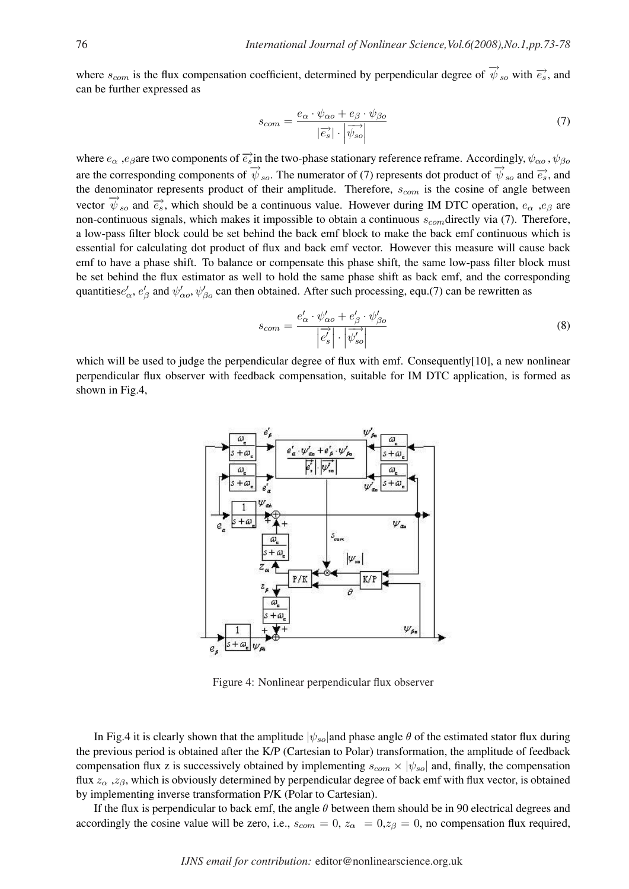where $s_{com}$ is the flux compensation coefficient, determined by perpendicular degree of $\overrightarrow{\psi}_{so}$ with $\overrightarrow{e_s}$, and can be further expressed as

$$s_{com} = \frac{e_\alpha \cdot \psi_{\alpha o} + e_\beta \cdot \psi_{\beta o}}{|\overrightarrow{e_s}| \cdot \left|\overrightarrow{\psi_{so}}\right|} \tag{7}$$

where $e_\alpha$ ,$e_\beta$are two components of $\overrightarrow{e_s}$in the two-phase stationary reference reframe. Accordingly, $\psi_{\alpha o}$ , $\psi_{\beta o}$ are the corresponding components of $\overrightarrow{\psi}_{so}$. The numerator of (7) represents dot product of $\overrightarrow{\psi}_{so}$ and $\overrightarrow{e_s}$, and the denominator represents product of their amplitude. Therefore, $s_{com}$ is the cosine of angle between vector $\overrightarrow{\psi}_{so}$ and $\overrightarrow{e_s}$, which should be a continuous value. However during IM DTC operation, $e_\alpha$ ,$e_\beta$ are non-continuous signals, which makes it impossible to obtain a continuous $s_{com}$directly via (7). Therefore, a low-pass filter block could be set behind the back emf block to make the back emf continuous which is essential for calculating dot product of flux and back emf vector. However this measure will cause back emf to have a phase shift. To balance or compensate this phase shift, the same low-pass filter block must be set behind the flux estimator as well to hold the same phase shift as back emf, and the corresponding quantities$e'_\alpha$, $e'_\beta$ and $\psi'_{\alpha o}$, $\psi'_{\beta o}$ can then obtained. After such processing, equ.(7) can be rewritten as

$$s_{com} = \frac{e'_\alpha \cdot \psi'_{\alpha o} + e'_\beta \cdot \psi'_{\beta o}}{\left|\overrightarrow{e'_s}\right| \cdot \left|\overrightarrow{\psi'_{so}}\right|} \tag{8}$$

which will be used to judge the perpendicular degree of flux with emf. Consequently[10], a new nonlinear perpendicular flux observer with feedback compensation, suitable for IM DTC application, is formed as shown in Fig.4,

Figure 4: Nonlinear perpendicular flux observer

In Fig.4 it is clearly shown that the amplitude $|\psi_{so}|$and phase angle $\theta$ of the estimated stator flux during the previous period is obtained after the K/P (Cartesian to Polar) transformation, the amplitude of feedback compensation flux z is successively obtained by implementing $s_{com} \times |\psi_{so}|$ and, finally, the compensation flux $z_\alpha$ ,$z_\beta$, which is obviously determined by perpendicular degree of back emf with flux vector, is obtained by implementing inverse transformation P/K (Polar to Cartesian).

If the flux is perpendicular to back emf, the angle $\theta$ between them should be in 90 electrical degrees and accordingly the cosine value will be zero, i.e., $s_{com} = 0$, $z_\alpha = 0$,$z_\beta = 0$, no compensation flux required,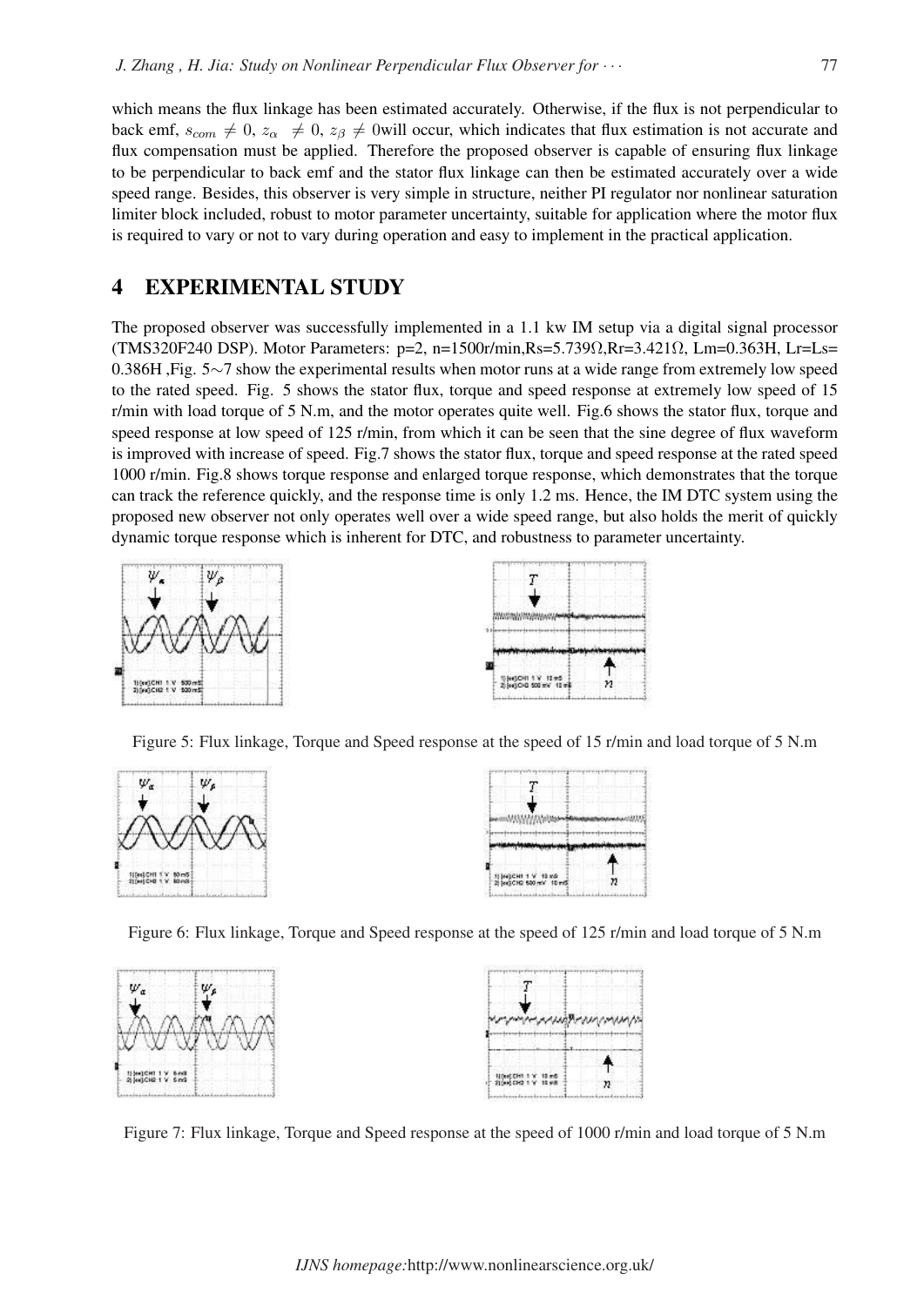which means the flux linkage has been estimated accurately. Otherwise, if the flux is not perpendicular to back emf, $s_{com} \neq 0$, $z_\alpha \neq 0$, $z_\beta \neq 0$will occur, which indicates that flux estimation is not accurate and flux compensation must be applied. Therefore the proposed observer is capable of ensuring flux linkage to be perpendicular to back emf and the stator flux linkage can then be estimated accurately over a wide speed range. Besides, this observer is very simple in structure, neither PI regulator nor nonlinear saturation limiter block included, robust to motor parameter uncertainty, suitable for application where the motor flux is required to vary or not to vary during operation and easy to implement in the practical application.

## 4 EXPERIMENTAL STUDY

The proposed observer was successfully implemented in a 1.1 kw IM setup via a digital signal processor (TMS320F240 DSP). Motor Parameters: p=2, n=1500r/min,Rs=5.739Ω,Rr=3.421Ω, Lm=0.363H, Lr=Ls= 0.386H ,Fig. 5∼7 show the experimental results when motor runs at a wide range from extremely low speed to the rated speed. Fig. 5 shows the stator flux, torque and speed response at extremely low speed of 15 r/min with load torque of 5 N.m, and the motor operates quite well. Fig.6 shows the stator flux, torque and speed response at low speed of 125 r/min, from which it can be seen that the sine degree of flux waveform is improved with increase of speed. Fig.7 shows the stator flux, torque and speed response at the rated speed 1000 r/min. Fig.8 shows torque response and enlarged torque response, which demonstrates that the torque can track the reference quickly, and the response time is only 1.2 ms. Hence, the IM DTC system using the proposed new observer not only operates well over a wide speed range, but also holds the merit of quickly dynamic torque response which is inherent for DTC, and robustness to parameter uncertainty.

Figure 5: Flux linkage, Torque and Speed response at the speed of 15 r/min and load torque of 5 N.m

Figure 6: Flux linkage, Torque and Speed response at the speed of 125 r/min and load torque of 5 N.m

Figure 7: Flux linkage, Torque and Speed response at the speed of 1000 r/min and load torque of 5 N.m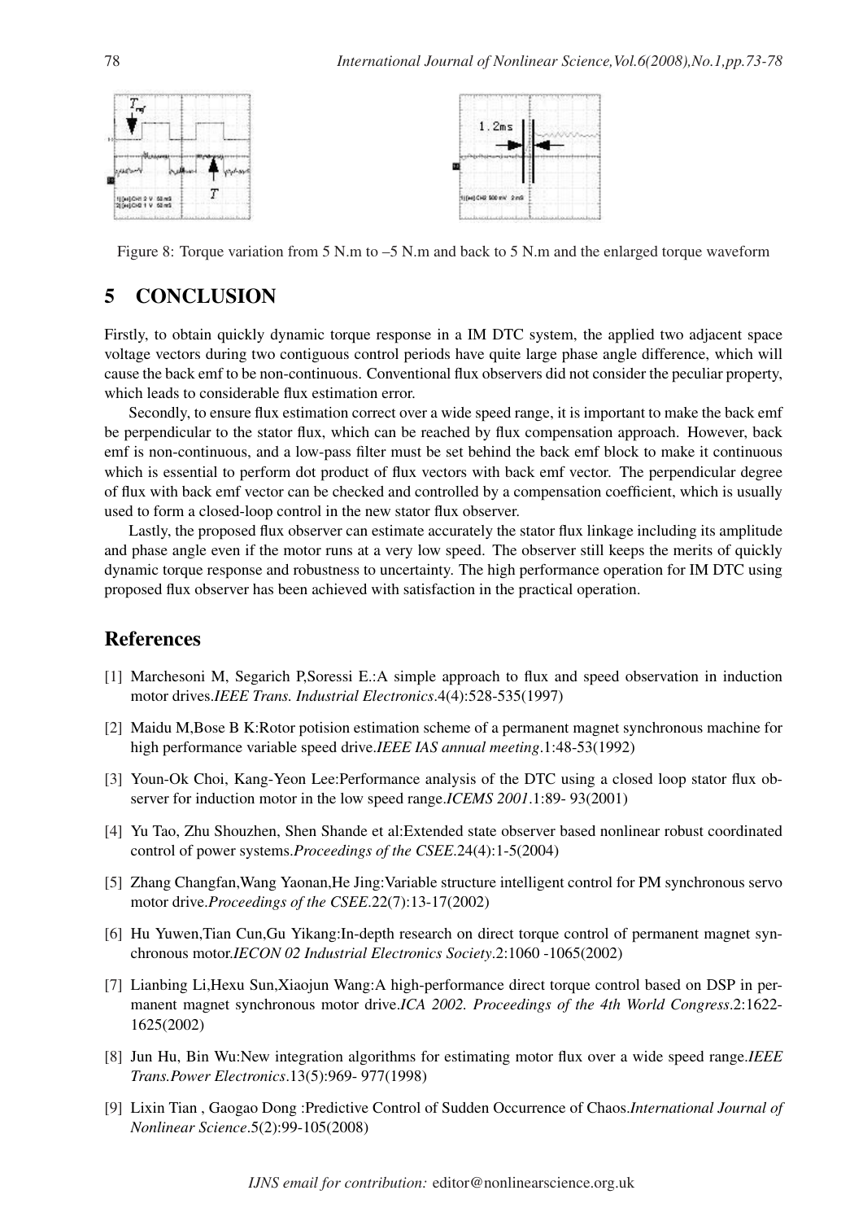Figure 8: Torque variation from 5 N.m to –5 N.m and back to 5 N.m and the enlarged torque waveform

## 5 CONCLUSION

Firstly, to obtain quickly dynamic torque response in a IM DTC system, the applied two adjacent space voltage vectors during two contiguous control periods have quite large phase angle difference, which will cause the back emf to be non-continuous. Conventional flux observers did not consider the peculiar property, which leads to considerable flux estimation error.

Secondly, to ensure flux estimation correct over a wide speed range, it is important to make the back emf be perpendicular to the stator flux, which can be reached by flux compensation approach. However, back emf is non-continuous, and a low-pass filter must be set behind the back emf block to make it continuous which is essential to perform dot product of flux vectors with back emf vector. The perpendicular degree of flux with back emf vector can be checked and controlled by a compensation coefficient, which is usually used to form a closed-loop control in the new stator flux observer.

Lastly, the proposed flux observer can estimate accurately the stator flux linkage including its amplitude and phase angle even if the motor runs at a very low speed. The observer still keeps the merits of quickly dynamic torque response and robustness to uncertainty. The high performance operation for IM DTC using proposed flux observer has been achieved with satisfaction in the practical operation.

## References

[1] Marchesoni M, Segarich P,Soressi E.:A simple approach to flux and speed observation in induction motor drives.*IEEE Trans. Industrial Electronics*.4(4):528-535(1997)

[2] Maidu M,Bose B K:Rotor potision estimation scheme of a permanent magnet synchronous machine for high performance variable speed drive.*IEEE IAS annual meeting*.1:48-53(1992)

[3] Youn-Ok Choi, Kang-Yeon Lee:Performance analysis of the DTC using a closed loop stator flux observer for induction motor in the low speed range.*ICEMS 2001*.1:89- 93(2001)

[4] Yu Tao, Zhu Shouzhen, Shen Shande et al:Extended state observer based nonlinear robust coordinated control of power systems.*Proceedings of the CSEE*.24(4):1-5(2004)

[5] Zhang Changfan,Wang Yaonan,He Jing:Variable structure intelligent control for PM synchronous servo motor drive.*Proceedings of the CSEE*.22(7):13-17(2002)

[6] Hu Yuwen,Tian Cun,Gu Yikang:In-depth research on direct torque control of permanent magnet synchronous motor.*IECON 02 Industrial Electronics Society*.2:1060 -1065(2002)

[7] Lianbing Li,Hexu Sun,Xiaojun Wang:A high-performance direct torque control based on DSP in permanent magnet synchronous motor drive.*ICA 2002. Proceedings of the 4th World Congress*.2:1622-1625(2002)

[8] Jun Hu, Bin Wu:New integration algorithms for estimating motor flux over a wide speed range.*IEEE Trans.Power Electronics*.13(5):969- 977(1998)

[9] Lixin Tian , Gaogao Dong :Predictive Control of Sudden Occurrence of Chaos.*International Journal of Nonlinear Science*.5(2):99-105(2008)